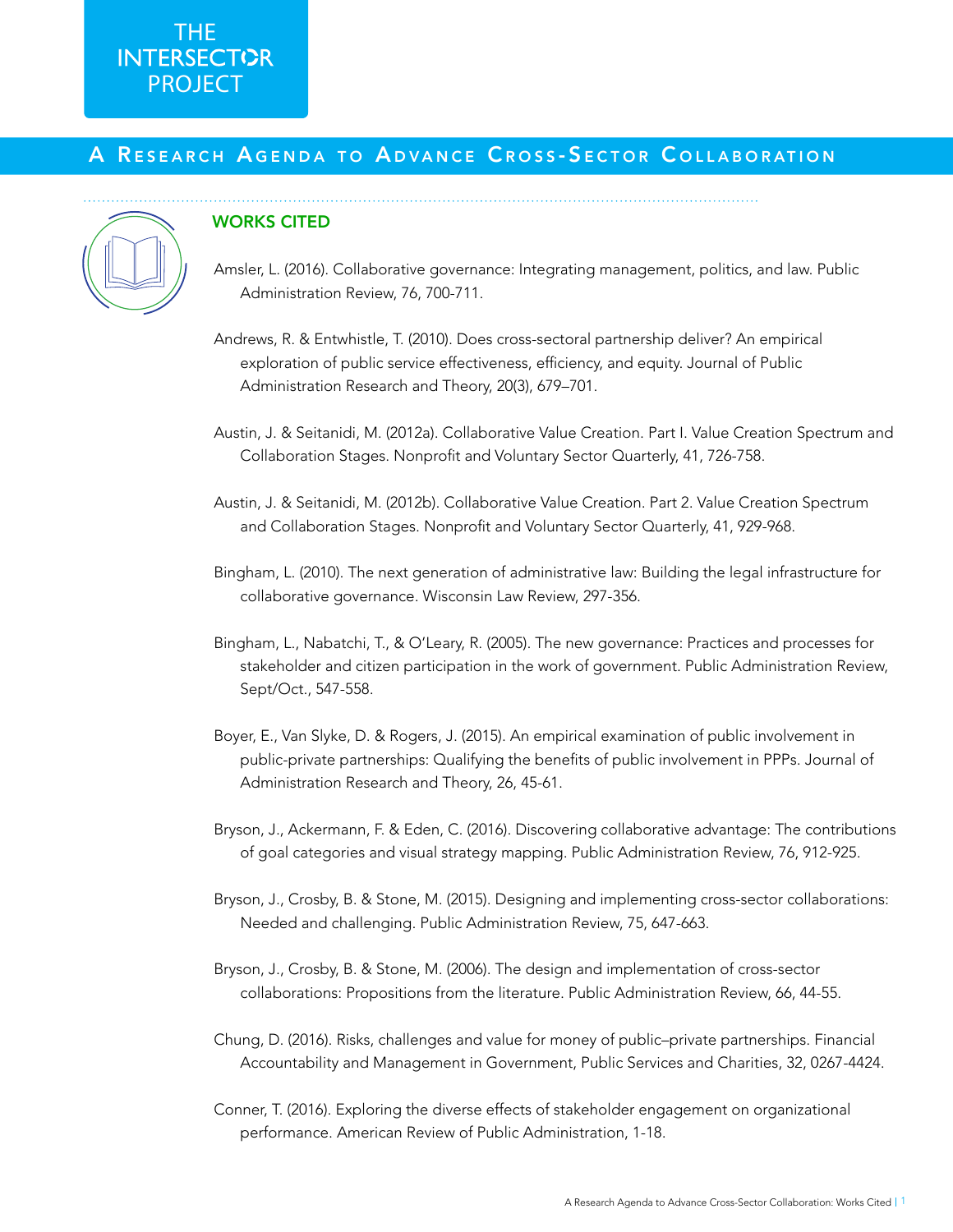# THE INTERSECTOR PROJECT

## A Research Agenda to Advance Cross-Sector Collaboration

### WORKS CITED

Amsler, L. (2016). Collaborative governance: Integrating management, politics, and law. Public Administration Review, 76, 700-711.

Andrews, R. & Entwhistle, T. (2010). Does cross-sectoral partnership deliver? An empirical exploration of public service effectiveness, efficiency, and equity. Journal of Public Administration Research and Theory, 20(3), 679–701.

Austin, J. & Seitanidi, M. (2012a). Collaborative Value Creation. Part I. Value Creation Spectrum and Collaboration Stages. Nonprofit and Voluntary Sector Quarterly, 41, 726-758.

Austin, J. & Seitanidi, M. (2012b). Collaborative Value Creation. Part 2. Value Creation Spectrum and Collaboration Stages. Nonprofit and Voluntary Sector Quarterly, 41, 929-968.

Bingham, L. (2010). The next generation of administrative law: Building the legal infrastructure for collaborative governance. Wisconsin Law Review, 297-356.

Bingham, L., Nabatchi, T., & O'Leary, R. (2005). The new governance: Practices and processes for stakeholder and citizen participation in the work of government. Public Administration Review, Sept/Oct., 547-558.

Boyer, E., Van Slyke, D. & Rogers, J. (2015). An empirical examination of public involvement in public-private partnerships: Qualifying the benefits of public involvement in PPPs. Journal of Administration Research and Theory, 26, 45-61.

Bryson, J., Ackermann, F. & Eden, C. (2016). Discovering collaborative advantage: The contributions of goal categories and visual strategy mapping. Public Administration Review, 76, 912-925.

Bryson, J., Crosby, B. & Stone, M. (2015). Designing and implementing cross-sector collaborations: Needed and challenging. Public Administration Review, 75, 647-663.

Bryson, J., Crosby, B. & Stone, M. (2006). The design and implementation of cross-sector collaborations: Propositions from the literature. Public Administration Review, 66, 44-55.

Chung, D. (2016). Risks, challenges and value for money of public–private partnerships. Financial Accountability and Management in Government, Public Services and Charities, 32, 0267-4424.

Conner, T. (2016). Exploring the diverse effects of stakeholder engagement on organizational performance. American Review of Public Administration, 1-18.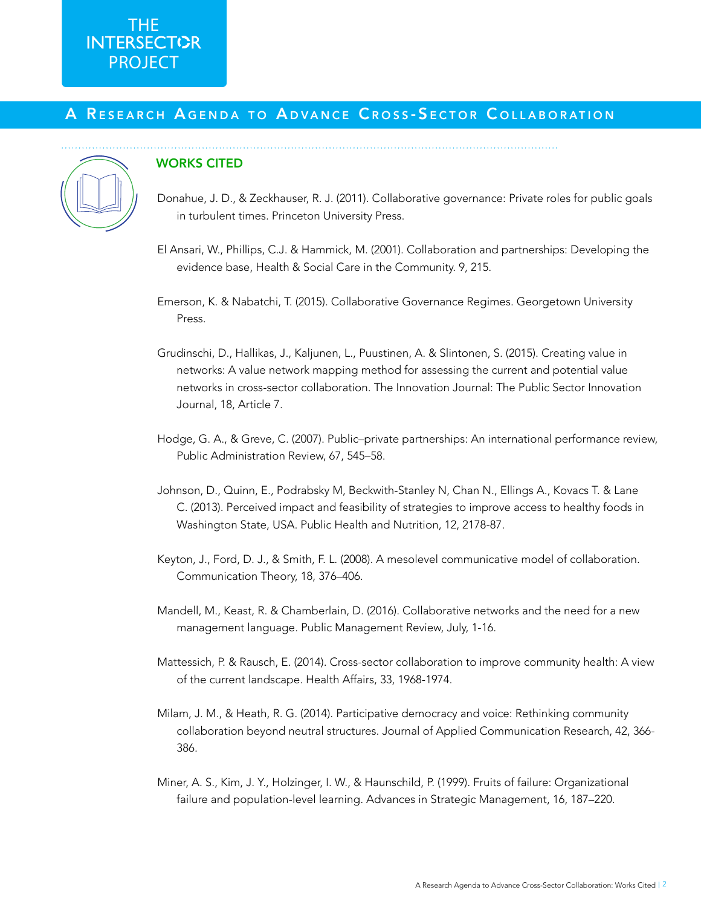## WORKS CITED

Donahue, J. D., & Zeckhauser, R. J. (2011). Collaborative governance: Private roles for public goals in turbulent times. Princeton University Press.

El Ansari, W., Phillips, C.J. & Hammick, M. (2001). Collaboration and partnerships: Developing the evidence base, Health & Social Care in the Community. 9, 215.

Emerson, K. & Nabatchi, T. (2015). Collaborative Governance Regimes. Georgetown University Press.

Grudinschi, D., Hallikas, J., Kaljunen, L., Puustinen, A. & Slintonen, S. (2015). Creating value in networks: A value network mapping method for assessing the current and potential value networks in cross-sector collaboration. The Innovation Journal: The Public Sector Innovation Journal, 18, Article 7.

Hodge, G. A., & Greve, C. (2007). Public–private partnerships: An international performance review, Public Administration Review, 67, 545–58.

Johnson, D., Quinn, E., Podrabsky M, Beckwith-Stanley N, Chan N., Ellings A., Kovacs T. & Lane C. (2013). Perceived impact and feasibility of strategies to improve access to healthy foods in Washington State, USA. Public Health and Nutrition, 12, 2178-87.

Keyton, J., Ford, D. J., & Smith, F. L. (2008). A mesolevel communicative model of collaboration. Communication Theory, 18, 376–406.

Mandell, M., Keast, R. & Chamberlain, D. (2016). Collaborative networks and the need for a new management language. Public Management Review, July, 1-16.

Mattessich, P. & Rausch, E. (2014). Cross-sector collaboration to improve community health: A view of the current landscape. Health Affairs, 33, 1968-1974.

Milam, J. M., & Heath, R. G. (2014). Participative democracy and voice: Rethinking community collaboration beyond neutral structures. Journal of Applied Communication Research, 42, 366-386.

Miner, A. S., Kim, J. Y., Holzinger, I. W., & Haunschild, P. (1999). Fruits of failure: Organizational failure and population-level learning. Advances in Strategic Management, 16, 187–220.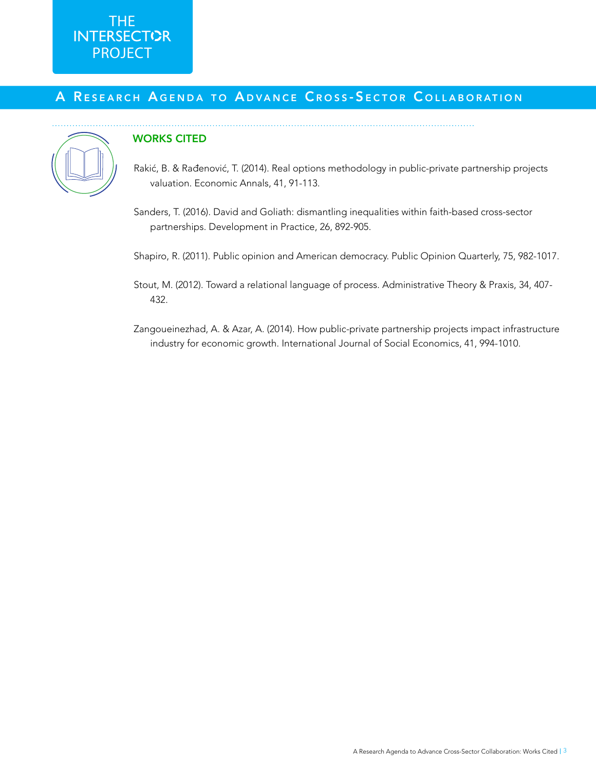## WORKS CITED

Rakić, B. & Ranđenović, T. (2014). Real options methodology in public-private partnership projects valuation. Economic Annals, 41, 91-113.

Sanders, T. (2016). David and Goliath: dismantling inequalities within faith-based cross-sector partnerships. Development in Practice, 26, 892-905.

Shapiro, R. (2011). Public opinion and American democracy. Public Opinion Quarterly, 75, 982-1017.

Stout, M. (2012). Toward a relational language of process. Administrative Theory & Praxis, 34, 407-432.

Zangoueinezhad, A. & Azar, A. (2014). How public-private partnership projects impact infrastructure industry for economic growth. International Journal of Social Economics, 41, 994-1010.